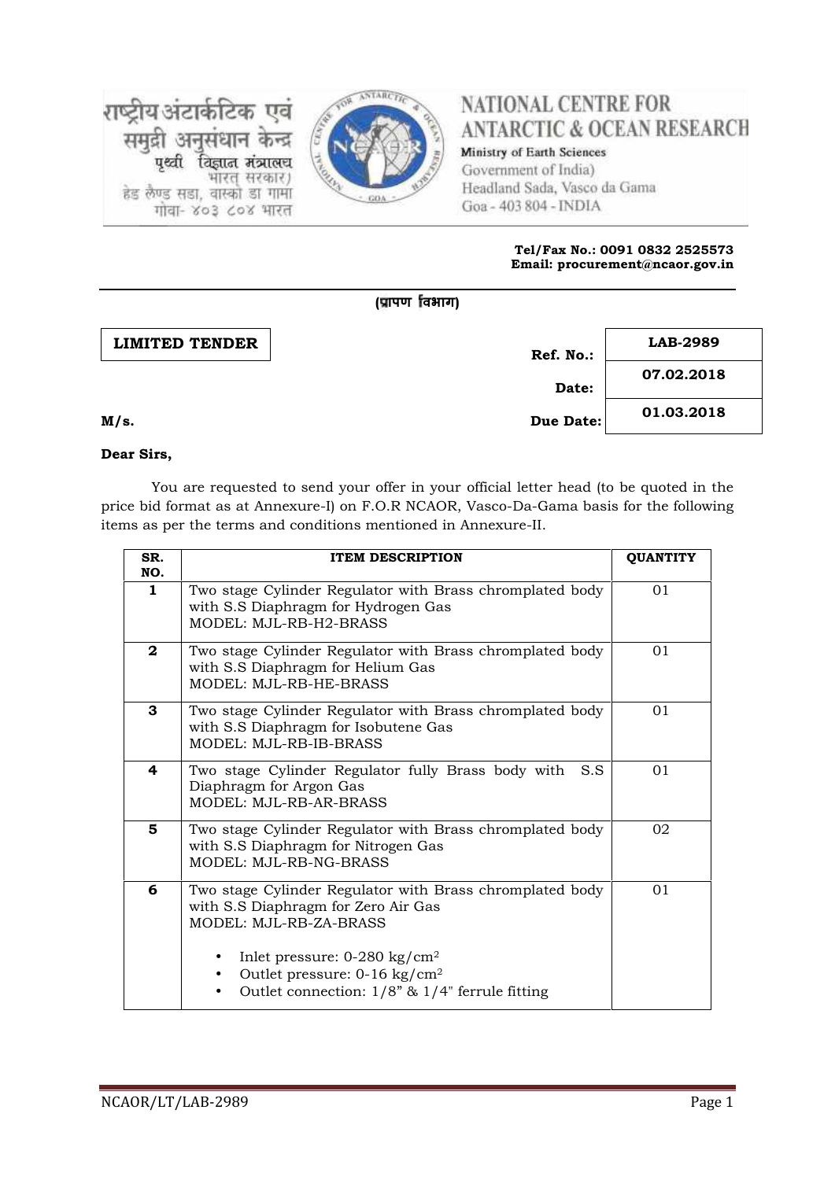राष्ट्रीय अंटार्कटिक एवं समुद्री अनुसंधान केन्द्र
पृथ्वी विज्ञान मंत्रालय
भारत सरकार)
हेड लैण्ड सडा, वास्को डा गामा
गोवा- ४०३ ८०४ भारत

# NATIONAL CENTRE FOR ANTARCTIC & OCEAN RESEARCH

Ministry of Earth Sciences
Government of India)
Headland Sada, Vasco da Gama
Goa - 403 804 - INDIA

**Tel/Fax No.: 0091 0832 2525573**
**Email: procurement@ncaor.gov.in**

**(प्रापण विभाग)**

**LIMITED TENDER**

| | |
|---|---|
| **Ref. No.:** | **LAB-2989** |
| **Date:** | **07.02.2018** |
| **Due Date:** | **01.03.2018** |

**M/s.**

**Dear Sirs,**

You are requested to send your offer in your official letter head (to be quoted in the price bid format as at Annexure-I) on F.O.R NCAOR, Vasco-Da-Gama basis for the following items as per the terms and conditions mentioned in Annexure-II.

| SR. NO. | ITEM DESCRIPTION | QUANTITY |
|---|---|---|
| **1** | Two stage Cylinder Regulator with Brass chromplated body with S.S Diaphragm for Hydrogen Gas<br>MODEL: MJL-RB-H2-BRASS | 01 |
| **2** | Two stage Cylinder Regulator with Brass chromplated body with S.S Diaphragm for Helium Gas<br>MODEL: MJL-RB-HE-BRASS | 01 |
| **3** | Two stage Cylinder Regulator with Brass chromplated body with S.S Diaphragm for Isobutene Gas<br>MODEL: MJL-RB-IB-BRASS | 01 |
| **4** | Two stage Cylinder Regulator fully Brass body with S.S Diaphragm for Argon Gas<br>MODEL: MJL-RB-AR-BRASS | 01 |
| **5** | Two stage Cylinder Regulator with Brass chromplated body with S.S Diaphragm for Nitrogen Gas<br>MODEL: MJL-RB-NG-BRASS | 02 |
| **6** | Two stage Cylinder Regulator with Brass chromplated body with S.S Diaphragm for Zero Air Gas<br>MODEL: MJL-RB-ZA-BRASS<br>• Inlet pressure: 0-280 kg/cm$^2$<br>• Outlet pressure: 0-16 kg/cm$^2$<br>• Outlet connection: 1/8” & 1/4" ferrule fitting | 01 |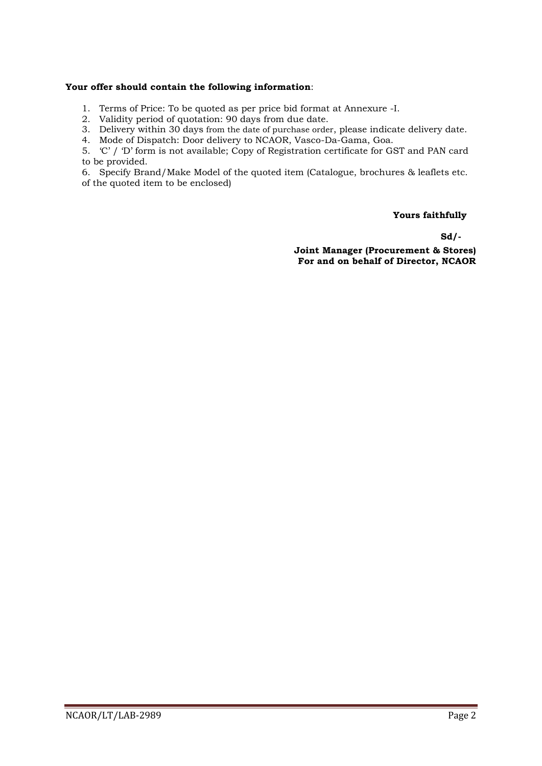**Your offer should contain the following information**:

1. Terms of Price: To be quoted as per price bid format at Annexure -I.
2. Validity period of quotation: 90 days from due date.
3. Delivery within 30 days from the date of purchase order, please indicate delivery date.
4. Mode of Dispatch: Door delivery to NCAOR, Vasco-Da-Gama, Goa.
5. 'C' / 'D' form is not available; Copy of Registration certificate for GST and PAN card to be provided.
6. Specify Brand/Make Model of the quoted item (Catalogue, brochures & leaflets etc. of the quoted item to be enclosed)

**Yours faithfully**

**Sd/-**

**Joint Manager (Procurement & Stores)**
**For and on behalf of Director, NCAOR**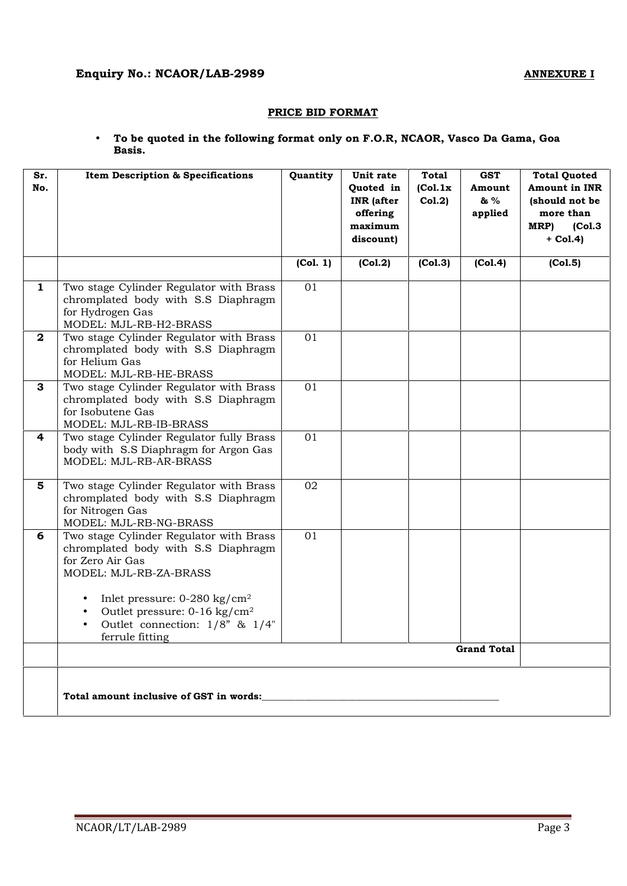**Enquiry No.: NCAOR/LAB-2989** **ANNEXURE I**

**PRICE BID FORMAT**

- **To be quoted in the following format only on F.O.R, NCAOR, Vasco Da Gama, Goa Basis.**

| Sr. No. | Item Description & Specifications | Quantity | Unit rate Quoted in INR (after offering maximum discount) | Total (Col.1x Col.2) | GST Amount & % applied | Total Quoted Amount in INR (should not be more than MRP) (Col.3 + Col.4) |
|---|---|---|---|---|---|---|
| | | (Col. 1) | (Col.2) | (Col.3) | (Col.4) | (Col.5) |
| 1 | Two stage Cylinder Regulator with Brass chromplated body with S.S Diaphragm for Hydrogen Gas<br>MODEL: MJL-RB-H2-BRASS | 01 | | | | |
| 2 | Two stage Cylinder Regulator with Brass chromplated body with S.S Diaphragm for Helium Gas<br>MODEL: MJL-RB-HE-BRASS | 01 | | | | |
| 3 | Two stage Cylinder Regulator with Brass chromplated body with S.S Diaphragm for Isobutene Gas<br>MODEL: MJL-RB-IB-BRASS | 01 | | | | |
| 4 | Two stage Cylinder Regulator fully Brass body with S.S Diaphragm for Argon Gas<br>MODEL: MJL-RB-AR-BRASS | 01 | | | | |
| 5 | Two stage Cylinder Regulator with Brass chromplated body with S.S Diaphragm for Nitrogen Gas<br>MODEL: MJL-RB-NG-BRASS | 02 | | | | |
| 6 | Two stage Cylinder Regulator with Brass chromplated body with S.S Diaphragm for Zero Air Gas<br>MODEL: MJL-RB-ZA-BRASS<br>• Inlet pressure: 0-280 kg/cm$^2$<br>• Outlet pressure: 0-16 kg/cm$^2$<br>• Outlet connection: 1/8" & 1/4" ferrule fitting | 01 | | | | |
| | | | | | **Grand Total** | |
| | **Total amount inclusive of GST in words:**\_\_\_\_\_\_\_\_\_\_\_\_\_\_\_\_\_\_\_\_\_\_\_\_\_\_\_\_\_\_\_\_\_\_\_\_\_\_\_\_\_\_\_\_ | | | | | |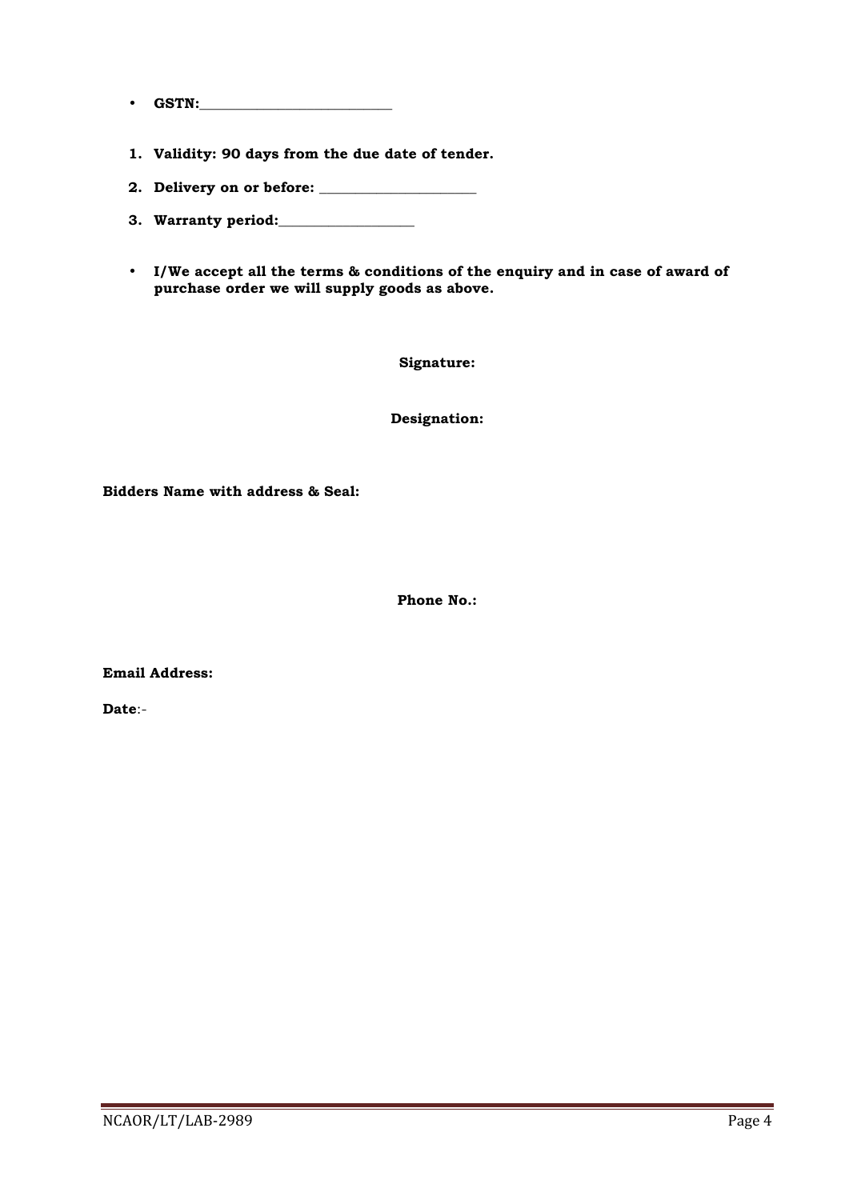- **GSTN:\_\_\_\_\_\_\_\_\_\_\_\_\_\_\_\_\_\_\_\_\_\_\_\_\_\_\_\_**

1. **Validity: 90 days from the due date of tender.**
2. **Delivery on or before: \_\_\_\_\_\_\_\_\_\_\_\_\_\_\_\_\_\_\_\_\_\_\_\_**
3. **Warranty period:\_\_\_\_\_\_\_\_\_\_\_\_\_\_\_\_\_\_\_\_\_\_**

- **I/We accept all the terms & conditions of the enquiry and in case of award of purchase order we will supply goods as above.**

**Signature:**

**Designation:**

**Bidders Name with address & Seal:**

**Phone No.:**

**Email Address:**

**Date**:-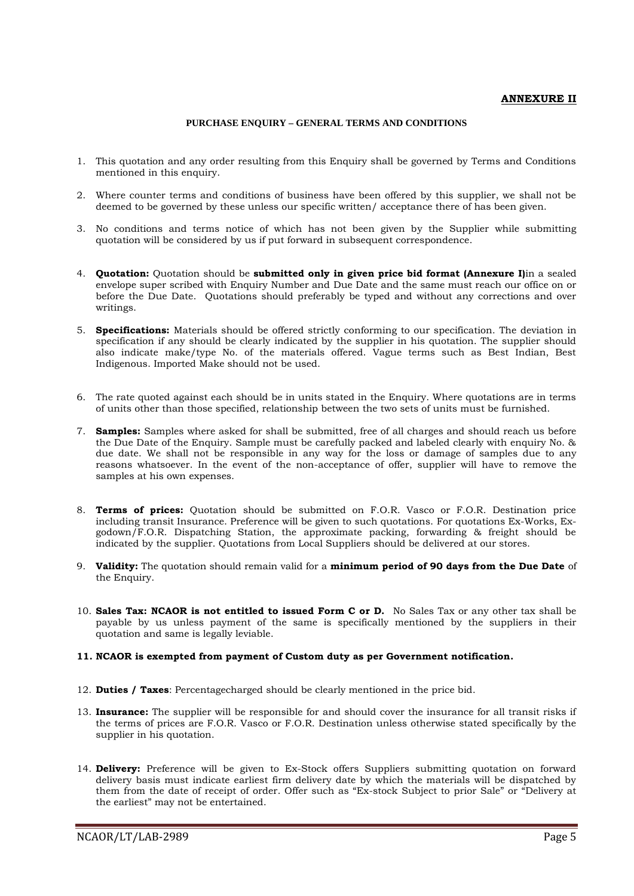**ANNEXURE II**

**PURCHASE ENQUIRY – GENERAL TERMS AND CONDITIONS**

1. This quotation and any order resulting from this Enquiry shall be governed by Terms and Conditions mentioned in this enquiry.

2. Where counter terms and conditions of business have been offered by this supplier, we shall not be deemed to be governed by these unless our specific written/ acceptance there of has been given.

3. No conditions and terms notice of which has not been given by the Supplier while submitting quotation will be considered by us if put forward in subsequent correspondence.

4. **Quotation:** Quotation should be **submitted only in given price bid format (Annexure I)**in a sealed envelope super scribed with Enquiry Number and Due Date and the same must reach our office on or before the Due Date. Quotations should preferably be typed and without any corrections and over writings.

5. **Specifications:** Materials should be offered strictly conforming to our specification. The deviation in specification if any should be clearly indicated by the supplier in his quotation. The supplier should also indicate make/type No. of the materials offered. Vague terms such as Best Indian, Best Indigenous. Imported Make should not be used.

6. The rate quoted against each should be in units stated in the Enquiry. Where quotations are in terms of units other than those specified, relationship between the two sets of units must be furnished.

7. **Samples:** Samples where asked for shall be submitted, free of all charges and should reach us before the Due Date of the Enquiry. Sample must be carefully packed and labeled clearly with enquiry No. & due date. We shall not be responsible in any way for the loss or damage of samples due to any reasons whatsoever. In the event of the non-acceptance of offer, supplier will have to remove the samples at his own expenses.

8. **Terms of prices:** Quotation should be submitted on F.O.R. Vasco or F.O.R. Destination price including transit Insurance. Preference will be given to such quotations. For quotations Ex-Works, Ex-godown/F.O.R. Dispatching Station, the approximate packing, forwarding & freight should be indicated by the supplier. Quotations from Local Suppliers should be delivered at our stores.

9. **Validity:** The quotation should remain valid for a **minimum period of 90 days from the Due Date** of the Enquiry.

10. **Sales Tax: NCAOR is not entitled to issued Form C or D.** No Sales Tax or any other tax shall be payable by us unless payment of the same is specifically mentioned by the suppliers in their quotation and same is legally leviable.

11. **NCAOR is exempted from payment of Custom duty as per Government notification.**

12. **Duties / Taxes**: Percentagecharged should be clearly mentioned in the price bid.

13. **Insurance:** The supplier will be responsible for and should cover the insurance for all transit risks if the terms of prices are F.O.R. Vasco or F.O.R. Destination unless otherwise stated specifically by the supplier in his quotation.

14. **Delivery:** Preference will be given to Ex-Stock offers Suppliers submitting quotation on forward delivery basis must indicate earliest firm delivery date by which the materials will be dispatched by them from the date of receipt of order. Offer such as "Ex-stock Subject to prior Sale" or "Delivery at the earliest" may not be entertained.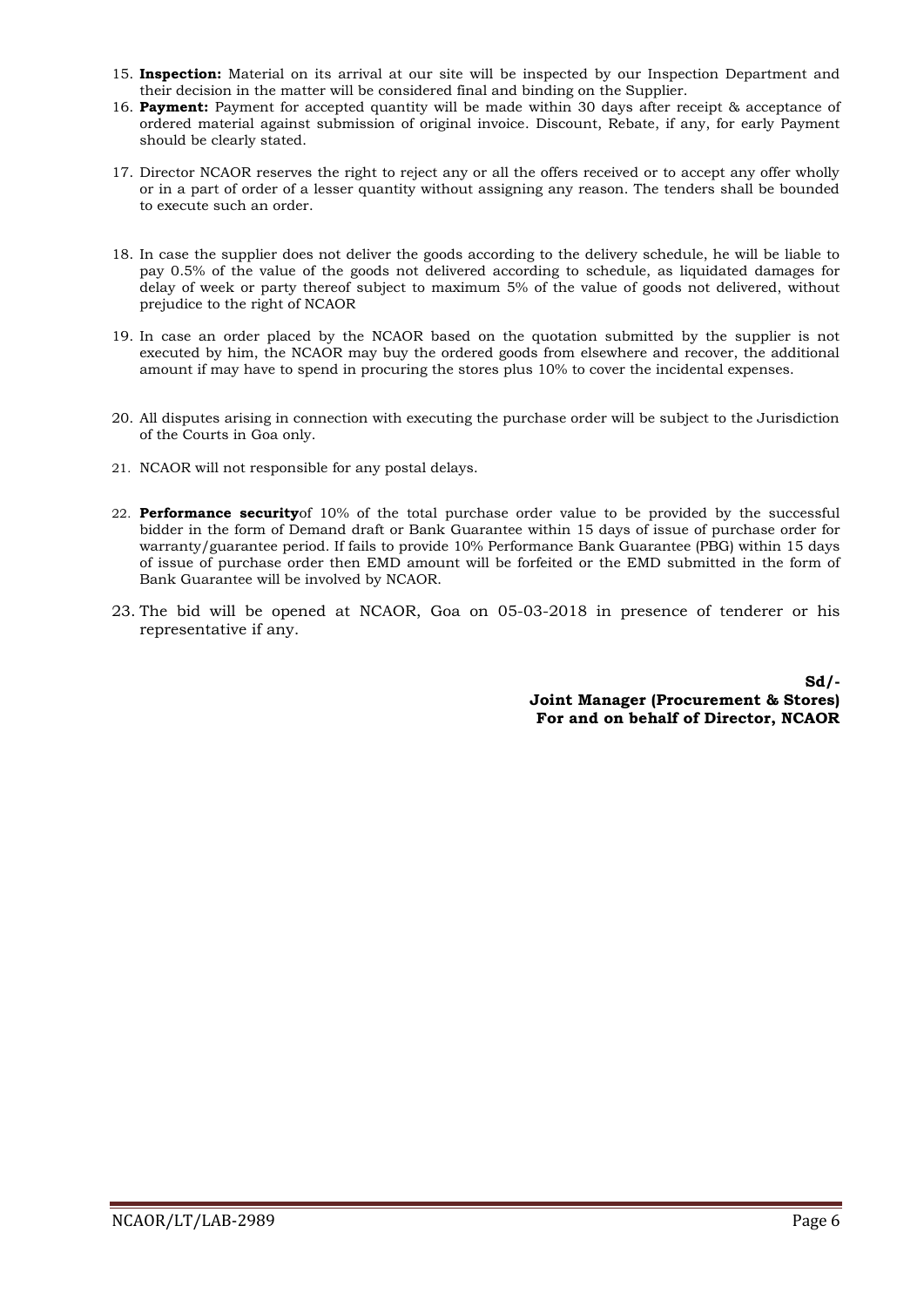15. **Inspection:** Material on its arrival at our site will be inspected by our Inspection Department and their decision in the matter will be considered final and binding on the Supplier.
16. **Payment:** Payment for accepted quantity will be made within 30 days after receipt & acceptance of ordered material against submission of original invoice. Discount, Rebate, if any, for early Payment should be clearly stated.
17. Director NCAOR reserves the right to reject any or all the offers received or to accept any offer wholly or in a part of order of a lesser quantity without assigning any reason. The tenders shall be bounded to execute such an order.
18. In case the supplier does not deliver the goods according to the delivery schedule, he will be liable to pay 0.5% of the value of the goods not delivered according to schedule, as liquidated damages for delay of week or party thereof subject to maximum 5% of the value of goods not delivered, without prejudice to the right of NCAOR
19. In case an order placed by the NCAOR based on the quotation submitted by the supplier is not executed by him, the NCAOR may buy the ordered goods from elsewhere and recover, the additional amount if may have to spend in procuring the stores plus 10% to cover the incidental expenses.
20. All disputes arising in connection with executing the purchase order will be subject to the Jurisdiction of the Courts in Goa only.
21. NCAOR will not responsible for any postal delays.
22. **Performance security**of 10% of the total purchase order value to be provided by the successful bidder in the form of Demand draft or Bank Guarantee within 15 days of issue of purchase order for warranty/guarantee period. If fails to provide 10% Performance Bank Guarantee (PBG) within 15 days of issue of purchase order then EMD amount will be forfeited or the EMD submitted in the form of Bank Guarantee will be involved by NCAOR.
23. The bid will be opened at NCAOR, Goa on 05-03-2018 in presence of tenderer or his representative if any.

**Sd/-**
**Joint Manager (Procurement & Stores)**
**For and on behalf of Director, NCAOR**

NCAOR/LT/LAB-2989